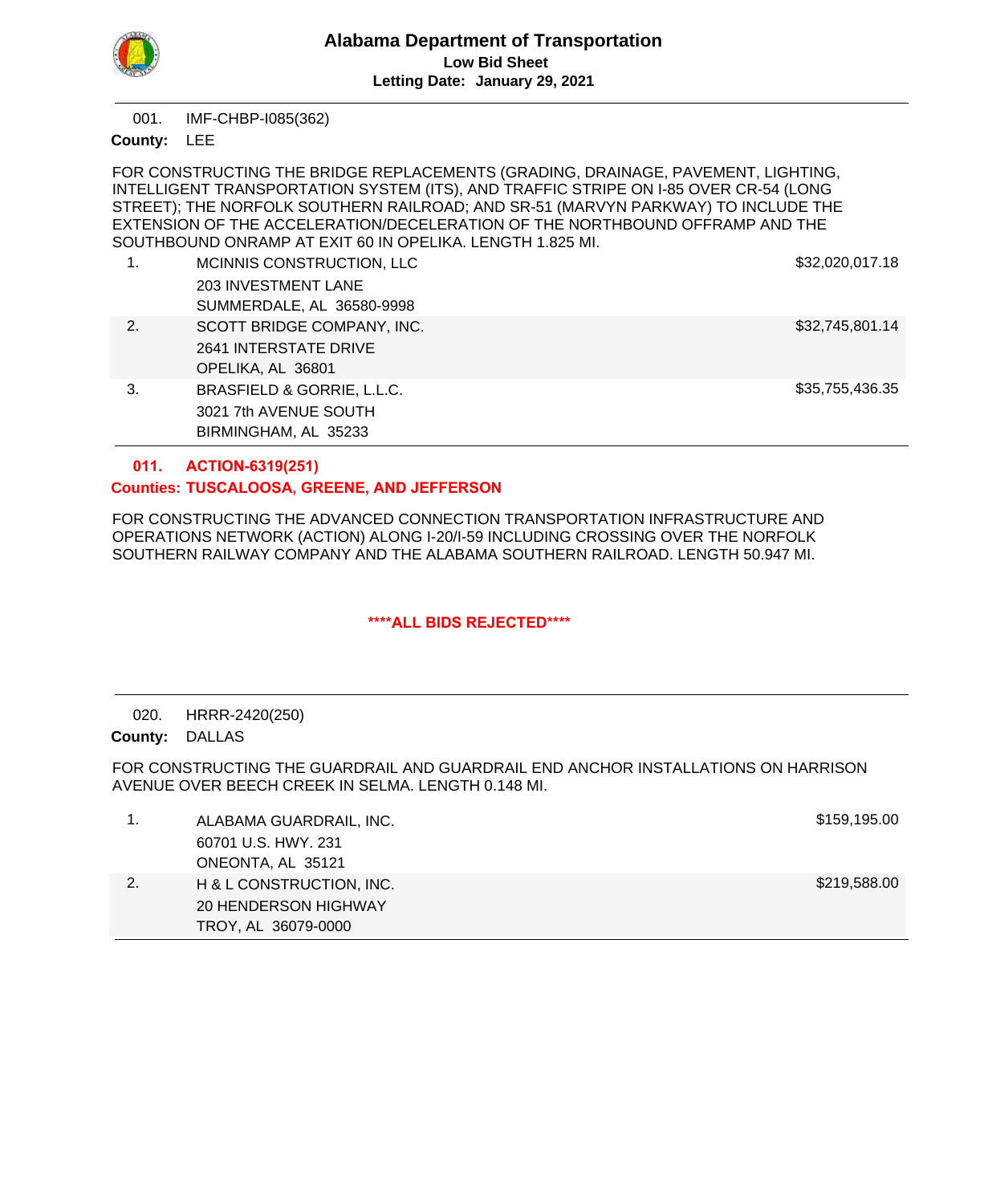# Alabama Department of Transportation

**Low Bid Sheet**

**Letting Date: January 29, 2021**

---

001. IMF-CHBP-I085(362)

**County:** LEE

FOR CONSTRUCTING THE BRIDGE REPLACEMENTS (GRADING, DRAINAGE, PAVEMENT, LIGHTING, INTELLIGENT TRANSPORTATION SYSTEM (ITS), AND TRAFFIC STRIPE ON I-85 OVER CR-54 (LONG STREET); THE NORFOLK SOUTHERN RAILROAD; AND SR-51 (MARVYN PARKWAY) TO INCLUDE THE EXTENSION OF THE ACCELERATION/DECELERATION OF THE NORTHBOUND OFFRAMP AND THE SOUTHBOUND ONRAMP AT EXIT 60 IN OPELIKA. LENGTH 1.825 MI.

| | Bidder | Amount |
|---|---|---|
| 1. | MCINNIS CONSTRUCTION, LLC<br>203 INVESTMENT LANE<br>SUMMERDALE, AL 36580-9998 | $32,020,017.18 |
| 2. | SCOTT BRIDGE COMPANY, INC.<br>2641 INTERSTATE DRIVE<br>OPELIKA, AL 36801 | $32,745,801.14 |
| 3. | BRASFIELD & GORRIE, L.L.C.<br>3021 7th AVENUE SOUTH<br>BIRMINGHAM, AL 35233 | $35,755,436.35 |

---

**011. ACTION-6319(251)**

**Counties: TUSCALOOSA, GREENE, AND JEFFERSON**

FOR CONSTRUCTING THE ADVANCED CONNECTION TRANSPORTATION INFRASTRUCTURE AND OPERATIONS NETWORK (ACTION) ALONG I-20/I-59 INCLUDING CROSSING OVER THE NORFOLK SOUTHERN RAILWAY COMPANY AND THE ALABAMA SOUTHERN RAILROAD. LENGTH 50.947 MI.

**\*\*\*\*ALL BIDS REJECTED\*\*\*\***

---

020. HRRR-2420(250)

**County:** DALLAS

FOR CONSTRUCTING THE GUARDRAIL AND GUARDRAIL END ANCHOR INSTALLATIONS ON HARRISON AVENUE OVER BEECH CREEK IN SELMA. LENGTH 0.148 MI.

| | Bidder | Amount |
|---|---|---|
| 1. | ALABAMA GUARDRAIL, INC.<br>60701 U.S. HWY. 231<br>ONEONTA, AL 35121 | $159,195.00 |
| 2. | H & L CONSTRUCTION, INC.<br>20 HENDERSON HIGHWAY<br>TROY, AL 36079-0000 | $219,588.00 |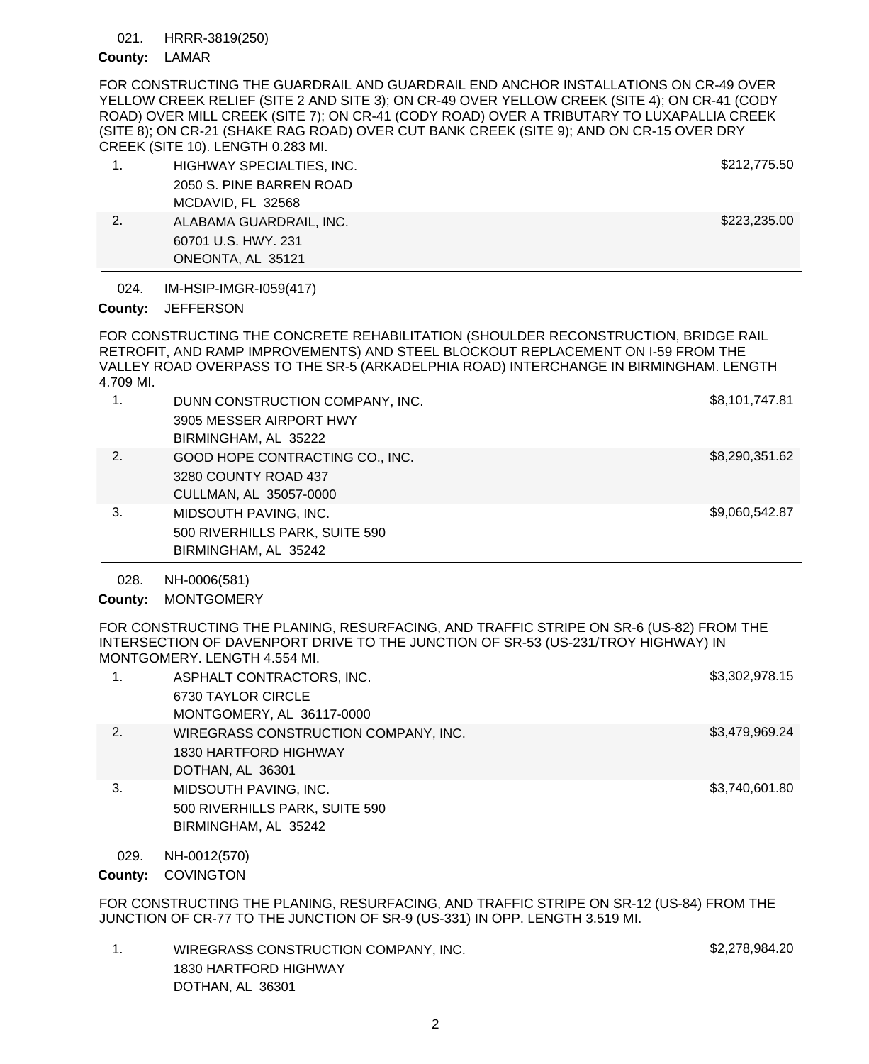021. HRRR-3819(250)

**County:** LAMAR

FOR CONSTRUCTING THE GUARDRAIL AND GUARDRAIL END ANCHOR INSTALLATIONS ON CR-49 OVER YELLOW CREEK RELIEF (SITE 2 AND SITE 3); ON CR-49 OVER YELLOW CREEK (SITE 4); ON CR-41 (CODY ROAD) OVER MILL CREEK (SITE 7); ON CR-41 (CODY ROAD) OVER A TRIBUTARY TO LUXAPALLIA CREEK (SITE 8); ON CR-21 (SHAKE RAG ROAD) OVER CUT BANK CREEK (SITE 9); AND ON CR-15 OVER DRY CREEK (SITE 10). LENGTH 0.283 MI.

| | Bidder | Amount |
|---|---|---|
| 1. | HIGHWAY SPECIALTIES, INC.<br>2050 S. PINE BARREN ROAD<br>MCDAVID, FL 32568 | $212,775.50 |
| 2. | ALABAMA GUARDRAIL, INC.<br>60701 U.S. HWY. 231<br>ONEONTA, AL 35121 | $223,235.00 |

024. IM-HSIP-IMGR-I059(417)

**County:** JEFFERSON

FOR CONSTRUCTING THE CONCRETE REHABILITATION (SHOULDER RECONSTRUCTION, BRIDGE RAIL RETROFIT, AND RAMP IMPROVEMENTS) AND STEEL BLOCKOUT REPLACEMENT ON I-59 FROM THE VALLEY ROAD OVERPASS TO THE SR-5 (ARKADELPHIA ROAD) INTERCHANGE IN BIRMINGHAM. LENGTH 4.709 MI.

| | Bidder | Amount |
|---|---|---|
| 1. | DUNN CONSTRUCTION COMPANY, INC.<br>3905 MESSER AIRPORT HWY<br>BIRMINGHAM, AL 35222 | $8,101,747.81 |
| 2. | GOOD HOPE CONTRACTING CO., INC.<br>3280 COUNTY ROAD 437<br>CULLMAN, AL 35057-0000 | $8,290,351.62 |
| 3. | MIDSOUTH PAVING, INC.<br>500 RIVERHILLS PARK, SUITE 590<br>BIRMINGHAM, AL 35242 | $9,060,542.87 |

028. NH-0006(581)

**County:** MONTGOMERY

FOR CONSTRUCTING THE PLANING, RESURFACING, AND TRAFFIC STRIPE ON SR-6 (US-82) FROM THE INTERSECTION OF DAVENPORT DRIVE TO THE JUNCTION OF SR-53 (US-231/TROY HIGHWAY) IN MONTGOMERY. LENGTH 4.554 MI.

| | Bidder | Amount |
|---|---|---|
| 1. | ASPHALT CONTRACTORS, INC.<br>6730 TAYLOR CIRCLE<br>MONTGOMERY, AL 36117-0000 | $3,302,978.15 |
| 2. | WIREGRASS CONSTRUCTION COMPANY, INC.<br>1830 HARTFORD HIGHWAY<br>DOTHAN, AL 36301 | $3,479,969.24 |
| 3. | MIDSOUTH PAVING, INC.<br>500 RIVERHILLS PARK, SUITE 590<br>BIRMINGHAM, AL 35242 | $3,740,601.80 |

029. NH-0012(570)

**County:** COVINGTON

FOR CONSTRUCTING THE PLANING, RESURFACING, AND TRAFFIC STRIPE ON SR-12 (US-84) FROM THE JUNCTION OF CR-77 TO THE JUNCTION OF SR-9 (US-331) IN OPP. LENGTH 3.519 MI.

| | Bidder | Amount |
|---|---|---|
| 1. | WIREGRASS CONSTRUCTION COMPANY, INC.<br>1830 HARTFORD HIGHWAY<br>DOTHAN, AL 36301 | $2,278,984.20 |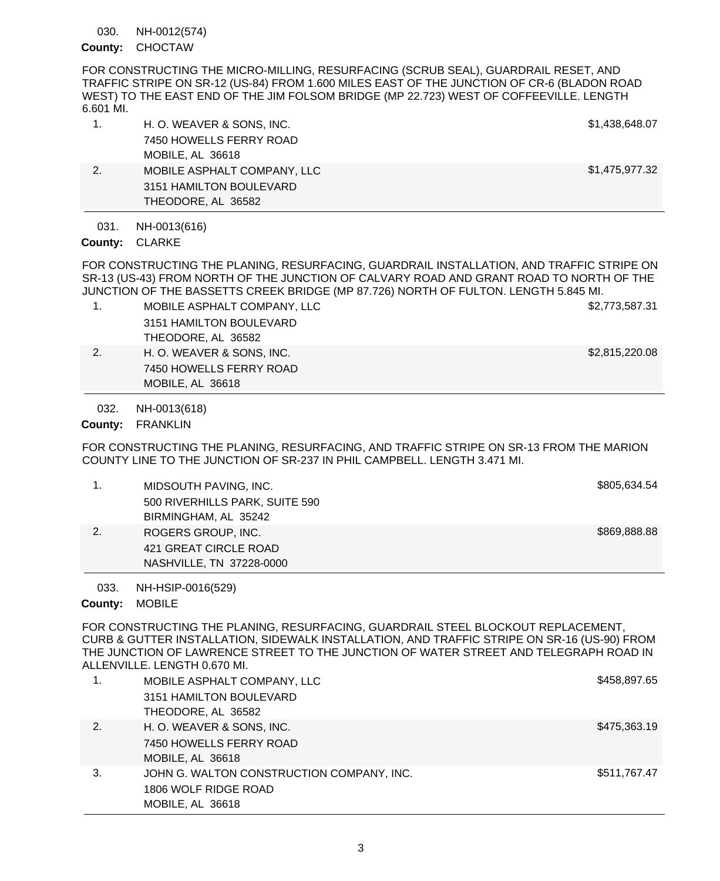030. NH-0012(574)

**County:** CHOCTAW

FOR CONSTRUCTING THE MICRO-MILLING, RESURFACING (SCRUB SEAL), GUARDRAIL RESET, AND TRAFFIC STRIPE ON SR-12 (US-84) FROM 1.600 MILES EAST OF THE JUNCTION OF CR-6 (BLADON ROAD WEST) TO THE EAST END OF THE JIM FOLSOM BRIDGE (MP 22.723) WEST OF COFFEEVILLE. LENGTH 6.601 MI.

| | Bidder | Amount |
|---|---|---|
| 1. | H. O. WEAVER & SONS, INC.<br>7450 HOWELLS FERRY ROAD<br>MOBILE, AL 36618 | $1,438,648.07 |
| 2. | MOBILE ASPHALT COMPANY, LLC<br>3151 HAMILTON BOULEVARD<br>THEODORE, AL 36582 | $1,475,977.32 |

031. NH-0013(616)

**County:** CLARKE

FOR CONSTRUCTING THE PLANING, RESURFACING, GUARDRAIL INSTALLATION, AND TRAFFIC STRIPE ON SR-13 (US-43) FROM NORTH OF THE JUNCTION OF CALVARY ROAD AND GRANT ROAD TO NORTH OF THE JUNCTION OF THE BASSETTS CREEK BRIDGE (MP 87.726) NORTH OF FULTON. LENGTH 5.845 MI.

| | Bidder | Amount |
|---|---|---|
| 1. | MOBILE ASPHALT COMPANY, LLC<br>3151 HAMILTON BOULEVARD<br>THEODORE, AL 36582 | $2,773,587.31 |
| 2. | H. O. WEAVER & SONS, INC.<br>7450 HOWELLS FERRY ROAD<br>MOBILE, AL 36618 | $2,815,220.08 |

032. NH-0013(618)

**County:** FRANKLIN

FOR CONSTRUCTING THE PLANING, RESURFACING, AND TRAFFIC STRIPE ON SR-13 FROM THE MARION COUNTY LINE TO THE JUNCTION OF SR-237 IN PHIL CAMPBELL. LENGTH 3.471 MI.

| | Bidder | Amount |
|---|---|---|
| 1. | MIDSOUTH PAVING, INC.<br>500 RIVERHILLS PARK, SUITE 590<br>BIRMINGHAM, AL 35242 | $805,634.54 |
| 2. | ROGERS GROUP, INC.<br>421 GREAT CIRCLE ROAD<br>NASHVILLE, TN 37228-0000 | $869,888.88 |

033. NH-HSIP-0016(529)

**County:** MOBILE

FOR CONSTRUCTING THE PLANING, RESURFACING, GUARDRAIL STEEL BLOCKOUT REPLACEMENT, CURB & GUTTER INSTALLATION, SIDEWALK INSTALLATION, AND TRAFFIC STRIPE ON SR-16 (US-90) FROM THE JUNCTION OF LAWRENCE STREET TO THE JUNCTION OF WATER STREET AND TELEGRAPH ROAD IN ALLENVILLE. LENGTH 0.670 MI.

| | Bidder | Amount |
|---|---|---|
| 1. | MOBILE ASPHALT COMPANY, LLC<br>3151 HAMILTON BOULEVARD<br>THEODORE, AL 36582 | $458,897.65 |
| 2. | H. O. WEAVER & SONS, INC.<br>7450 HOWELLS FERRY ROAD<br>MOBILE, AL 36618 | $475,363.19 |
| 3. | JOHN G. WALTON CONSTRUCTION COMPANY, INC.<br>1806 WOLF RIDGE ROAD<br>MOBILE, AL 36618 | $511,767.47 |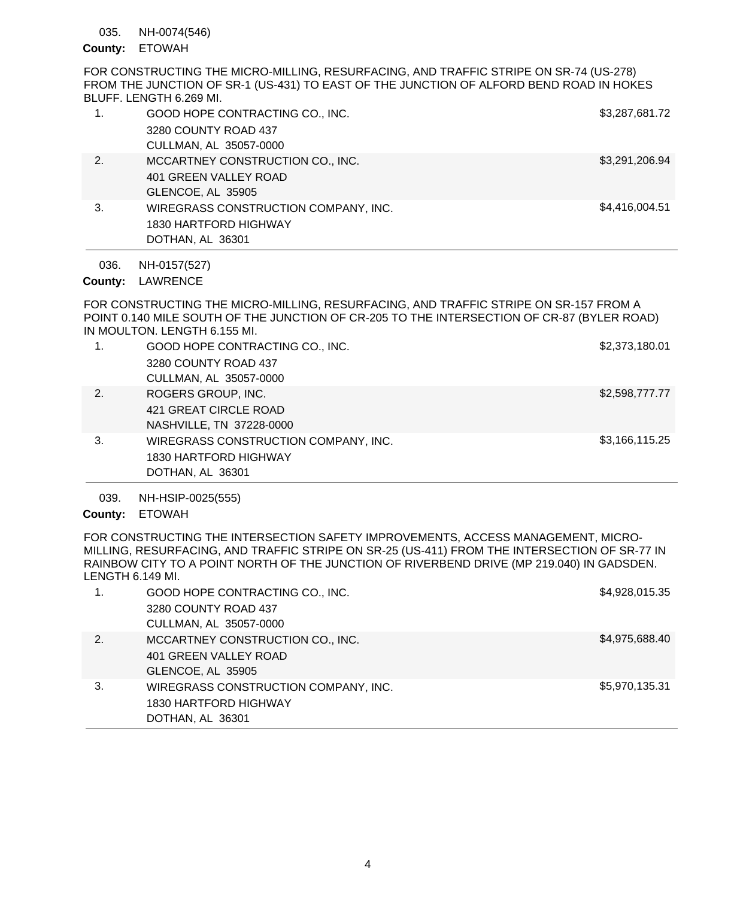035. NH-0074(546)

**County:** ETOWAH

FOR CONSTRUCTING THE MICRO-MILLING, RESURFACING, AND TRAFFIC STRIPE ON SR-74 (US-278) FROM THE JUNCTION OF SR-1 (US-431) TO EAST OF THE JUNCTION OF ALFORD BEND ROAD IN HOKES BLUFF. LENGTH 6.269 MI.

| | Bidder | Amount |
|---|---|---|
| 1. | GOOD HOPE CONTRACTING CO., INC.<br>3280 COUNTY ROAD 437<br>CULLMAN, AL 35057-0000 | $3,287,681.72 |
| 2. | MCCARTNEY CONSTRUCTION CO., INC.<br>401 GREEN VALLEY ROAD<br>GLENCOE, AL 35905 | $3,291,206.94 |
| 3. | WIREGRASS CONSTRUCTION COMPANY, INC.<br>1830 HARTFORD HIGHWAY<br>DOTHAN, AL 36301 | $4,416,004.51 |

036. NH-0157(527)

**County:** LAWRENCE

FOR CONSTRUCTING THE MICRO-MILLING, RESURFACING, AND TRAFFIC STRIPE ON SR-157 FROM A POINT 0.140 MILE SOUTH OF THE JUNCTION OF CR-205 TO THE INTERSECTION OF CR-87 (BYLER ROAD) IN MOULTON. LENGTH 6.155 MI.

| | Bidder | Amount |
|---|---|---|
| 1. | GOOD HOPE CONTRACTING CO., INC.<br>3280 COUNTY ROAD 437<br>CULLMAN, AL 35057-0000 | $2,373,180.01 |
| 2. | ROGERS GROUP, INC.<br>421 GREAT CIRCLE ROAD<br>NASHVILLE, TN 37228-0000 | $2,598,777.77 |
| 3. | WIREGRASS CONSTRUCTION COMPANY, INC.<br>1830 HARTFORD HIGHWAY<br>DOTHAN, AL 36301 | $3,166,115.25 |

039. NH-HSIP-0025(555)

**County:** ETOWAH

FOR CONSTRUCTING THE INTERSECTION SAFETY IMPROVEMENTS, ACCESS MANAGEMENT, MICRO-MILLING, RESURFACING, AND TRAFFIC STRIPE ON SR-25 (US-411) FROM THE INTERSECTION OF SR-77 IN RAINBOW CITY TO A POINT NORTH OF THE JUNCTION OF RIVERBEND DRIVE (MP 219.040) IN GADSDEN. LENGTH 6.149 MI.

| | Bidder | Amount |
|---|---|---|
| 1. | GOOD HOPE CONTRACTING CO., INC.<br>3280 COUNTY ROAD 437<br>CULLMAN, AL 35057-0000 | $4,928,015.35 |
| 2. | MCCARTNEY CONSTRUCTION CO., INC.<br>401 GREEN VALLEY ROAD<br>GLENCOE, AL 35905 | $4,975,688.40 |
| 3. | WIREGRASS CONSTRUCTION COMPANY, INC.<br>1830 HARTFORD HIGHWAY<br>DOTHAN, AL 36301 | $5,970,135.31 |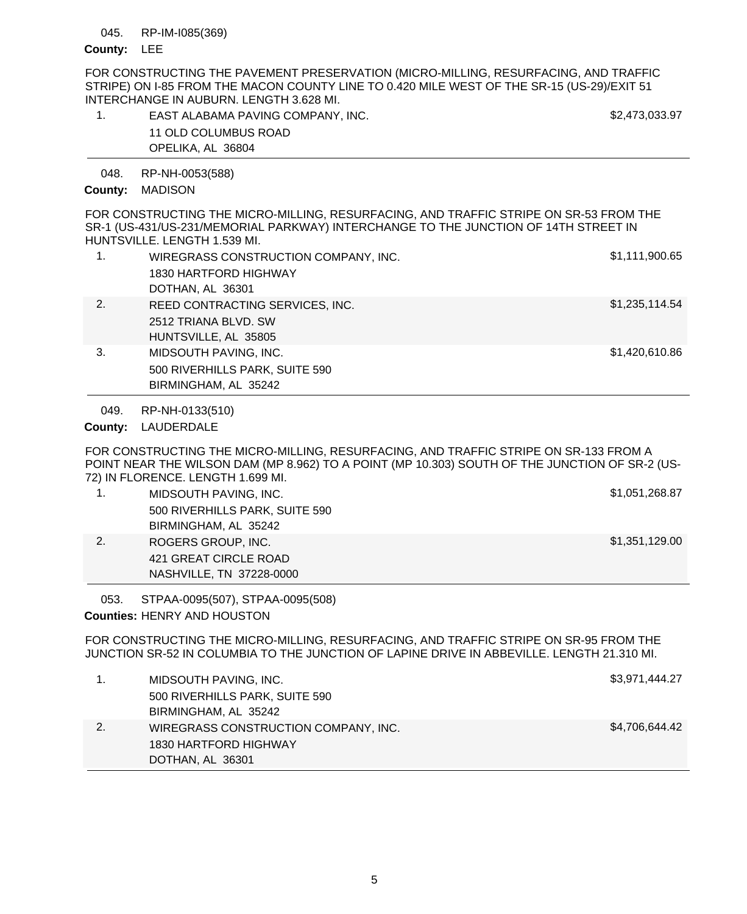045. RP-IM-I085(369)

**County:** LEE

FOR CONSTRUCTING THE PAVEMENT PRESERVATION (MICRO-MILLING, RESURFACING, AND TRAFFIC STRIPE) ON I-85 FROM THE MACON COUNTY LINE TO 0.420 MILE WEST OF THE SR-15 (US-29)/EXIT 51 INTERCHANGE IN AUBURN. LENGTH 3.628 MI.

| | Bidder | Amount |
|---|---|---|
| 1. | EAST ALABAMA PAVING COMPANY, INC.<br>11 OLD COLUMBUS ROAD<br>OPELIKA, AL 36804 | $2,473,033.97 |

---

048. RP-NH-0053(588)

**County:** MADISON

FOR CONSTRUCTING THE MICRO-MILLING, RESURFACING, AND TRAFFIC STRIPE ON SR-53 FROM THE SR-1 (US-431/US-231/MEMORIAL PARKWAY) INTERCHANGE TO THE JUNCTION OF 14TH STREET IN HUNTSVILLE. LENGTH 1.539 MI.

| | Bidder | Amount |
|---|---|---|
| 1. | WIREGRASS CONSTRUCTION COMPANY, INC.<br>1830 HARTFORD HIGHWAY<br>DOTHAN, AL 36301 | $1,111,900.65 |
| 2. | REED CONTRACTING SERVICES, INC.<br>2512 TRIANA BLVD. SW<br>HUNTSVILLE, AL 35805 | $1,235,114.54 |
| 3. | MIDSOUTH PAVING, INC.<br>500 RIVERHILLS PARK, SUITE 590<br>BIRMINGHAM, AL 35242 | $1,420,610.86 |

---

049. RP-NH-0133(510)

**County:** LAUDERDALE

FOR CONSTRUCTING THE MICRO-MILLING, RESURFACING, AND TRAFFIC STRIPE ON SR-133 FROM A POINT NEAR THE WILSON DAM (MP 8.962) TO A POINT (MP 10.303) SOUTH OF THE JUNCTION OF SR-2 (US-72) IN FLORENCE. LENGTH 1.699 MI.

| | Bidder | Amount |
|---|---|---|
| 1. | MIDSOUTH PAVING, INC.<br>500 RIVERHILLS PARK, SUITE 590<br>BIRMINGHAM, AL 35242 | $1,051,268.87 |
| 2. | ROGERS GROUP, INC.<br>421 GREAT CIRCLE ROAD<br>NASHVILLE, TN 37228-0000 | $1,351,129.00 |

---

053. STPAA-0095(507), STPAA-0095(508)

**Counties:** HENRY AND HOUSTON

FOR CONSTRUCTING THE MICRO-MILLING, RESURFACING, AND TRAFFIC STRIPE ON SR-95 FROM THE JUNCTION SR-52 IN COLUMBIA TO THE JUNCTION OF LAPINE DRIVE IN ABBEVILLE. LENGTH 21.310 MI.

| | Bidder | Amount |
|---|---|---|
| 1. | MIDSOUTH PAVING, INC.<br>500 RIVERHILLS PARK, SUITE 590<br>BIRMINGHAM, AL 35242 | $3,971,444.27 |
| 2. | WIREGRASS CONSTRUCTION COMPANY, INC.<br>1830 HARTFORD HIGHWAY<br>DOTHAN, AL 36301 | $4,706,644.42 |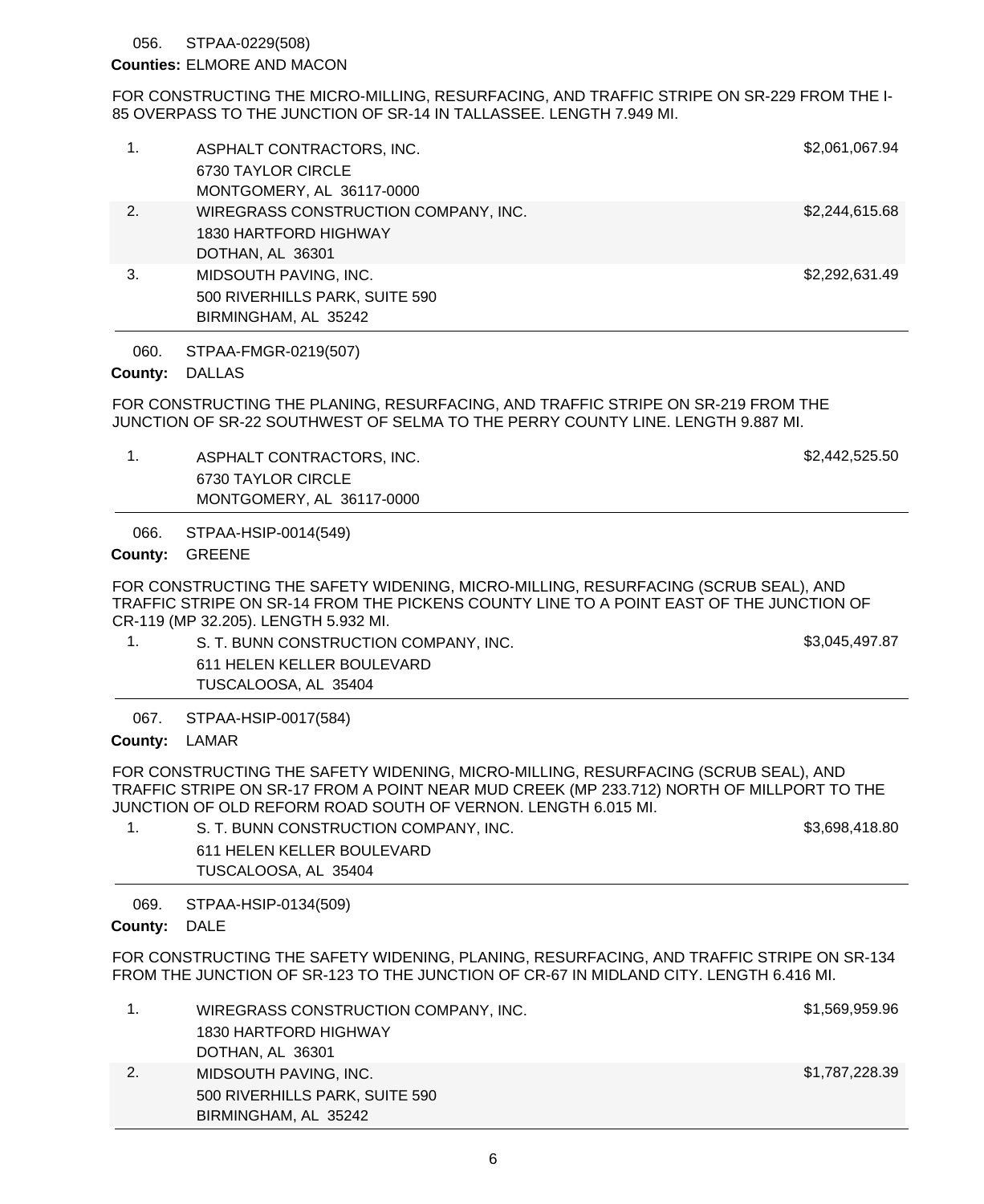056. STPAA-0229(508)

**Counties:** ELMORE AND MACON

FOR CONSTRUCTING THE MICRO-MILLING, RESURFACING, AND TRAFFIC STRIPE ON SR-229 FROM THE I-85 OVERPASS TO THE JUNCTION OF SR-14 IN TALLASSEE. LENGTH 7.949 MI.

| | | |
|---|---|---|
| 1. | ASPHALT CONTRACTORS, INC.<br>6730 TAYLOR CIRCLE<br>MONTGOMERY, AL 36117-0000 | $2,061,067.94 |
| 2. | WIREGRASS CONSTRUCTION COMPANY, INC.<br>1830 HARTFORD HIGHWAY<br>DOTHAN, AL 36301 | $2,244,615.68 |
| 3. | MIDSOUTH PAVING, INC.<br>500 RIVERHILLS PARK, SUITE 590<br>BIRMINGHAM, AL 35242 | $2,292,631.49 |

060. STPAA-FMGR-0219(507)

**County:** DALLAS

FOR CONSTRUCTING THE PLANING, RESURFACING, AND TRAFFIC STRIPE ON SR-219 FROM THE JUNCTION OF SR-22 SOUTHWEST OF SELMA TO THE PERRY COUNTY LINE. LENGTH 9.887 MI.

| | | |
|---|---|---|
| 1. | ASPHALT CONTRACTORS, INC.<br>6730 TAYLOR CIRCLE<br>MONTGOMERY, AL 36117-0000 | $2,442,525.50 |

066. STPAA-HSIP-0014(549)

**County:** GREENE

FOR CONSTRUCTING THE SAFETY WIDENING, MICRO-MILLING, RESURFACING (SCRUB SEAL), AND TRAFFIC STRIPE ON SR-14 FROM THE PICKENS COUNTY LINE TO A POINT EAST OF THE JUNCTION OF CR-119 (MP 32.205). LENGTH 5.932 MI.

| | | |
|---|---|---|
| 1. | S. T. BUNN CONSTRUCTION COMPANY, INC.<br>611 HELEN KELLER BOULEVARD<br>TUSCALOOSA, AL 35404 | $3,045,497.87 |

067. STPAA-HSIP-0017(584)

**County:** LAMAR

FOR CONSTRUCTING THE SAFETY WIDENING, MICRO-MILLING, RESURFACING (SCRUB SEAL), AND TRAFFIC STRIPE ON SR-17 FROM A POINT NEAR MUD CREEK (MP 233.712) NORTH OF MILLPORT TO THE JUNCTION OF OLD REFORM ROAD SOUTH OF VERNON. LENGTH 6.015 MI.

| | | |
|---|---|---|
| 1. | S. T. BUNN CONSTRUCTION COMPANY, INC.<br>611 HELEN KELLER BOULEVARD<br>TUSCALOOSA, AL 35404 | $3,698,418.80 |

069. STPAA-HSIP-0134(509)

**County:** DALE

FOR CONSTRUCTING THE SAFETY WIDENING, PLANING, RESURFACING, AND TRAFFIC STRIPE ON SR-134 FROM THE JUNCTION OF SR-123 TO THE JUNCTION OF CR-67 IN MIDLAND CITY. LENGTH 6.416 MI.

| | | |
|---|---|---|
| 1. | WIREGRASS CONSTRUCTION COMPANY, INC.<br>1830 HARTFORD HIGHWAY<br>DOTHAN, AL 36301 | $1,569,959.96 |
| 2. | MIDSOUTH PAVING, INC.<br>500 RIVERHILLS PARK, SUITE 590<br>BIRMINGHAM, AL 35242 | $1,787,228.39 |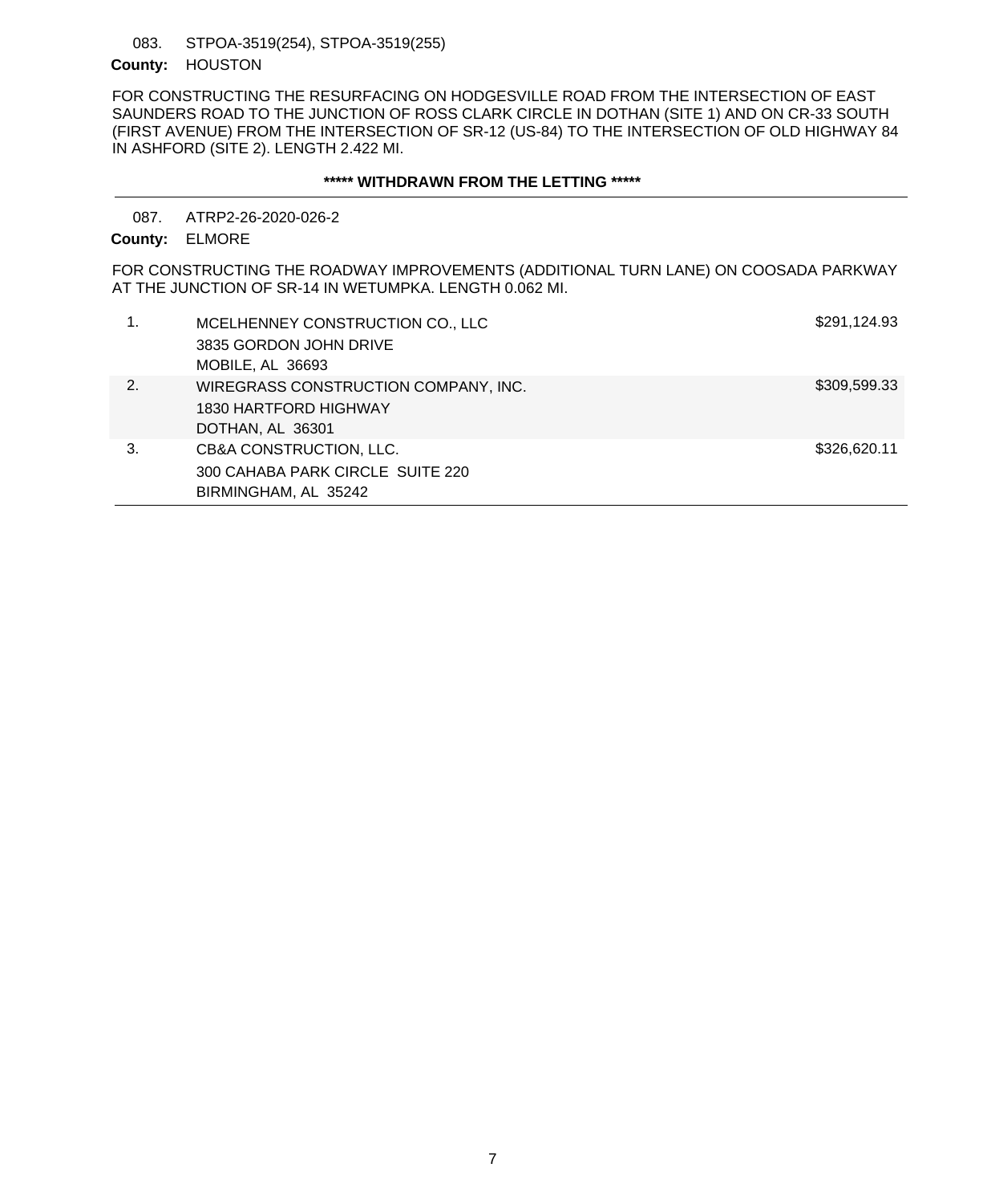083. STPOA-3519(254), STPOA-3519(255)

**County:** HOUSTON

FOR CONSTRUCTING THE RESURFACING ON HODGESVILLE ROAD FROM THE INTERSECTION OF EAST SAUNDERS ROAD TO THE JUNCTION OF ROSS CLARK CIRCLE IN DOTHAN (SITE 1) AND ON CR-33 SOUTH (FIRST AVENUE) FROM THE INTERSECTION OF SR-12 (US-84) TO THE INTERSECTION OF OLD HIGHWAY 84 IN ASHFORD (SITE 2). LENGTH 2.422 MI.

**\*\*\*\*\* WITHDRAWN FROM THE LETTING \*\*\*\*\***

---

087. ATRP2-26-2020-026-2

**County:** ELMORE

FOR CONSTRUCTING THE ROADWAY IMPROVEMENTS (ADDITIONAL TURN LANE) ON COOSADA PARKWAY AT THE JUNCTION OF SR-14 IN WETUMPKA. LENGTH 0.062 MI.

| | | |
|---|---|---|
| 1. | MCELHENNEY CONSTRUCTION CO., LLC<br>3835 GORDON JOHN DRIVE<br>MOBILE, AL 36693 | $291,124.93 |
| 2. | WIREGRASS CONSTRUCTION COMPANY, INC.<br>1830 HARTFORD HIGHWAY<br>DOTHAN, AL 36301 | $309,599.33 |
| 3. | CB&A CONSTRUCTION, LLC.<br>300 CAHABA PARK CIRCLE SUITE 220<br>BIRMINGHAM, AL 35242 | $326,620.11 |